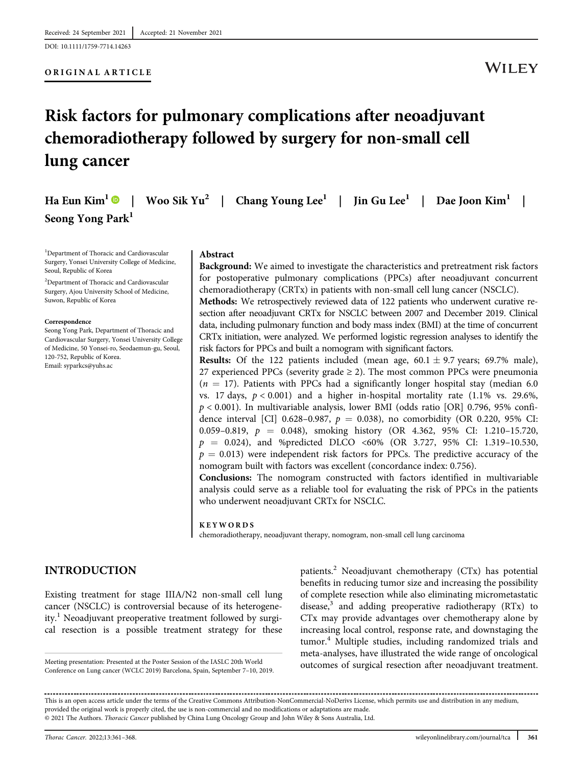Received: 24 September 2021 | Accepted: 21 November 2021

DOI: 10.1111/1759-7714.14263

ORIGINAL ARTICLE

# Risk factors for pulmonary complications after neoadjuvant chemoradiotherapy followed by surgery for non-small cell lung cancer

Ha Eun Kim[1] | Woo Sik Yu[2] | Chang Young Lee[1] | Jin Gu Lee[1] | Dae Joon Kim[1] | Seong Yong Park[1]

[1]Department of Thoracic and Cardiovascular Surgery, Yonsei University College of Medicine, Seoul, Republic of Korea

[2]Department of Thoracic and Cardiovascular Surgery, Ajou University School of Medicine, Suwon, Republic of Korea

**Correspondence**
Seong Yong Park, Department of Thoracic and Cardiovascular Surgery, Yonsei University College of Medicine, 50 Yonsei-ro, Seodaemun-gu, Seoul, 120-752, Republic of Korea.
Email: syparkcs@yuhs.ac

## Abstract

**Background:** We aimed to investigate the characteristics and pretreatment risk factors for postoperative pulmonary complications (PPCs) after neoadjuvant concurrent chemoradiotherapy (CRTx) in patients with non-small cell lung cancer (NSCLC).

**Methods:** We retrospectively reviewed data of 122 patients who underwent curative resection after neoadjuvant CRTx for NSCLC between 2007 and December 2019. Clinical data, including pulmonary function and body mass index (BMI) at the time of concurrent CRTx initiation, were analyzed. We performed logistic regression analyses to identify the risk factors for PPCs and built a nomogram with significant factors.

**Results:** Of the 122 patients included (mean age, $60.1 \pm 9.7$ years; 69.7% male), 27 experienced PPCs (severity grade $\geq 2$). The most common PPCs were pneumonia ($n = 17$). Patients with PPCs had a significantly longer hospital stay (median 6.0 vs. 17 days, $p < 0.001$) and a higher in-hospital mortality rate (1.1% vs. 29.6%, $p < 0.001$). In multivariable analysis, lower BMI (odds ratio [OR] 0.796, 95% confidence interval [CI] 0.628–0.987, $p = 0.038$), no comorbidity (OR 0.220, 95% CI: 0.059–0.819, $p = 0.048$), smoking history (OR 4.362, 95% CI: 1.210–15.720, $p = 0.024$), and %predicted DLCO <60% (OR 3.727, 95% CI: 1.319–10.530, $p = 0.013$) were independent risk factors for PPCs. The predictive accuracy of the nomogram built with factors was excellent (concordance index: 0.756).

**Conclusions:** The nomogram constructed with factors identified in multivariable analysis could serve as a reliable tool for evaluating the risk of PPCs in the patients who underwent neoadjuvant CRTx for NSCLC.

**KEYWORDS**
chemoradiotherapy, neoadjuvant therapy, nomogram, non-small cell lung carcinoma

## INTRODUCTION

Existing treatment for stage IIIA/N2 non-small cell lung cancer (NSCLC) is controversial because of its heterogeneity.[1] Neoadjuvant preoperative treatment followed by surgical resection is a possible treatment strategy for these patients.[2] Neoadjuvant chemotherapy (CTx) has potential benefits in reducing tumor size and increasing the possibility of complete resection while also eliminating micrometastatic disease,[3] and adding preoperative radiotherapy (RTx) to CTx may provide advantages over chemotherapy alone by increasing local control, response rate, and downstaging the tumor.[4] Multiple studies, including randomized trials and meta-analyses, have illustrated the wide range of oncological outcomes of surgical resection after neoadjuvant treatment.

Meeting presentation: Presented at the Poster Session of the IASLC 20th World Conference on Lung cancer (WCLC 2019) Barcelona, Spain, September 7–10, 2019.

This is an open access article under the terms of the Creative Commons Attribution-NonCommercial-NoDerivs License, which permits use and distribution in any medium, provided the original work is properly cited, the use is non-commercial and no modifications or adaptations are made.
© 2021 The Authors. *Thoracic Cancer* published by China Lung Oncology Group and John Wiley & Sons Australia, Ltd.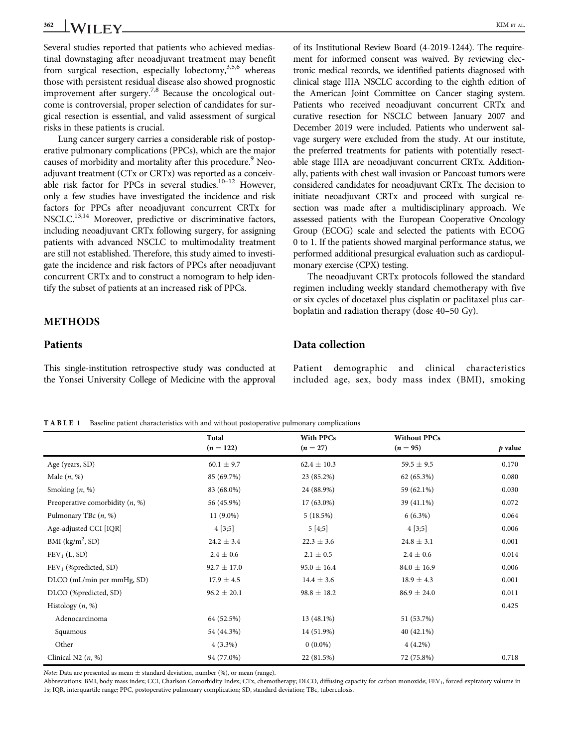Several studies reported that patients who achieved mediastinal downstaging after neoadjuvant treatment may benefit from surgical resection, especially lobectomy,[3,5,6] whereas those with persistent residual disease also showed prognostic improvement after surgery.[7,8] Because the oncological outcome is controversial, proper selection of candidates for surgical resection is essential, and valid assessment of surgical risks in these patients is crucial.

Lung cancer surgery carries a considerable risk of postoperative pulmonary complications (PPCs), which are the major causes of morbidity and mortality after this procedure.[9] Neoadjuvant treatment (CTx or CRTx) was reported as a conceivable risk factor for PPCs in several studies.[10–12] However, only a few studies have investigated the incidence and risk factors for PPCs after neoadjuvant concurrent CRTx for NSCLC.[13,14] Moreover, predictive or discriminative factors, including neoadjuvant CRTx following surgery, for assigning patients with advanced NSCLC to multimodality treatment are still not established. Therefore, this study aimed to investigate the incidence and risk factors of PPCs after neoadjuvant concurrent CRTx and to construct a nomogram to help identify the subset of patients at an increased risk of PPCs.

## METHODS

### Patients

This single-institution retrospective study was conducted at the Yonsei University College of Medicine with the approval of its Institutional Review Board (4-2019-1244). The requirement for informed consent was waived. By reviewing electronic medical records, we identified patients diagnosed with clinical stage IIIA NSCLC according to the eighth edition of the American Joint Committee on Cancer staging system. Patients who received neoadjuvant concurrent CRTx and curative resection for NSCLC between January 2007 and December 2019 were included. Patients who underwent salvage surgery were excluded from the study. At our institute, the preferred treatments for patients with potentially resectable stage IIIA are neoadjuvant concurrent CRTx. Additionally, patients with chest wall invasion or Pancoast tumors were considered candidates for neoadjuvant CRTx. The decision to initiate neoadjuvant CRTx and proceed with surgical resection was made after a multidisciplinary approach. We assessed patients with the European Cooperative Oncology Group (ECOG) scale and selected the patients with ECOG 0 to 1. If the patients showed marginal performance status, we performed additional presurgical evaluation such as cardiopulmonary exercise (CPX) testing.

The neoadjuvant CRTx protocols followed the standard regimen including weekly standard chemotherapy with five or six cycles of docetaxel plus cisplatin or paclitaxel plus carboplatin and radiation therapy (dose 40–50 Gy).

### Data collection

Patient demographic and clinical characteristics included age, sex, body mass index (BMI), smoking

**TABLE 1** Baseline patient characteristics with and without postoperative pulmonary complications

| | Total ($n = 122$) | With PPCs ($n = 27$) | Without PPCs ($n = 95$) | $p$ value |
|---|---|---|---|---|
| Age (years, SD) | 60.1 ± 9.7 | 62.4 ± 10.3 | 59.5 ± 9.5 | 0.170 |
| Male ($n$, %) | 85 (69.7%) | 23 (85.2%) | 62 (65.3%) | 0.080 |
| Smoking ($n$, %) | 83 (68.0%) | 24 (88.9%) | 59 (62.1%) | 0.030 |
| Preoperative comorbidity ($n$, %) | 56 (45.9%) | 17 (63.0%) | 39 (41.1%) | 0.072 |
| Pulmonary TBc ($n$, %) | 11 (9.0%) | 5 (18.5%) | 6 (6.3%) | 0.064 |
| Age-adjusted CCI [IQR] | 4 [3;5] | 5 [4;5] | 4 [3;5] | 0.006 |
| BMI ($kg/m^2$, SD) | 24.2 ± 3.4 | 22.3 ± 3.6 | 24.8 ± 3.1 | 0.001 |
| $FEV_1$ (L, SD) | 2.4 ± 0.6 | 2.1 ± 0.5 | 2.4 ± 0.6 | 0.014 |
| $FEV_1$ (%predicted, SD) | 92.7 ± 17.0 | 95.0 ± 16.4 | 84.0 ± 16.9 | 0.006 |
| DLCO (mL/min per mmHg, SD) | 17.9 ± 4.5 | 14.4 ± 3.6 | 18.9 ± 4.3 | 0.001 |
| DLCO (%predicted, SD) | 96.2 ± 20.1 | 98.8 ± 18.2 | 86.9 ± 24.0 | 0.011 |
| Histology ($n$, %) | | | | 0.425 |
| Adenocarcinoma | 64 (52.5%) | 13 (48.1%) | 51 (53.7%) | |
| Squamous | 54 (44.3%) | 14 (51.9%) | 40 (42.1%) | |
| Other | 4 (3.3%) | 0 (0.0%) | 4 (4.2%) | |
| Clinical N2 ($n$, %) | 94 (77.0%) | 22 (81.5%) | 72 (75.8%) | 0.718 |

*Note*: Data are presented as mean ± standard deviation, number (%), or mean (range).

Abbreviations: BMI, body mass index; CCI, Charlson Comorbidity Index; CTx, chemotherapy; DLCO, diffusing capacity for carbon monoxide; $FEV_1$, forced expiratory volume in 1s; IQR, interquartile range; PPC, postoperative pulmonary complication; SD, standard deviation; TBc, tuberculosis.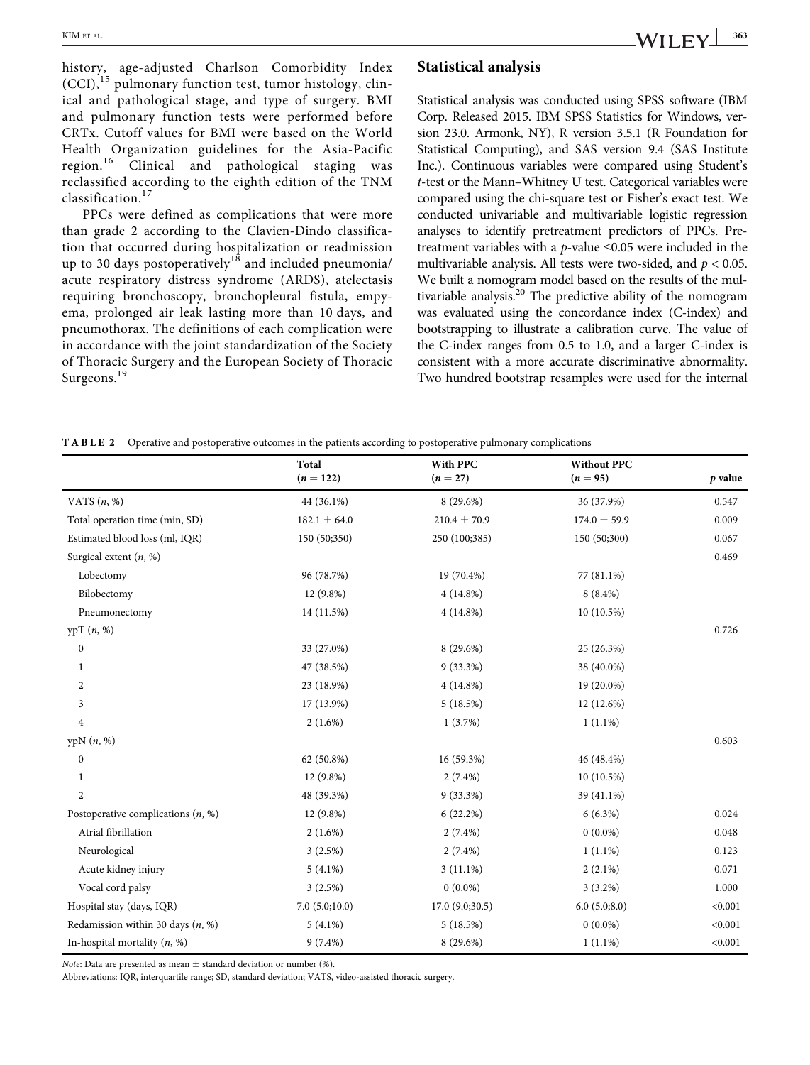history, age-adjusted Charlson Comorbidity Index (CCI),[15] pulmonary function test, tumor histology, clinical and pathological stage, and type of surgery. BMI and pulmonary function tests were performed before CRTx. Cutoff values for BMI were based on the World Health Organization guidelines for the Asia-Pacific region.[16] Clinical and pathological staging was reclassified according to the eighth edition of the TNM classification.[17]

PPCs were defined as complications that were more than grade 2 according to the Clavien-Dindo classification that occurred during hospitalization or readmission up to 30 days postoperatively[18] and included pneumonia/acute respiratory distress syndrome (ARDS), atelectasis requiring bronchoscopy, bronchopleural fistula, empyema, prolonged air leak lasting more than 10 days, and pneumothorax. The definitions of each complication were in accordance with the joint standardization of the Society of Thoracic Surgery and the European Society of Thoracic Surgeons.[19]

## Statistical analysis

Statistical analysis was conducted using SPSS software (IBM Corp. Released 2015. IBM SPSS Statistics for Windows, version 23.0. Armonk, NY), R version 3.5.1 (R Foundation for Statistical Computing), and SAS version 9.4 (SAS Institute Inc.). Continuous variables were compared using Student's *t*-test or the Mann–Whitney U test. Categorical variables were compared using the chi-square test or Fisher's exact test. We conducted univariable and multivariable logistic regression analyses to identify pretreatment predictors of PPCs. Pretreatment variables with a *p*-value ≤0.05 were included in the multivariable analysis. All tests were two-sided, and $p < 0.05$. We built a nomogram model based on the results of the multivariable analysis.[20] The predictive ability of the nomogram was evaluated using the concordance index (C-index) and bootstrapping to illustrate a calibration curve. The value of the C-index ranges from 0.5 to 1.0, and a larger C-index is consistent with a more accurate discriminative abnormality. Two hundred bootstrap resamples were used for the internal

**TABLE 2** Operative and postoperative outcomes in the patients according to postoperative pulmonary complications

| | Total ($n = 122$) | With PPC ($n = 27$) | Without PPC ($n = 95$) | *p* value |
|---|---|---|---|---|
| VATS (*n*, %) | 44 (36.1%) | 8 (29.6%) | 36 (37.9%) | 0.547 |
| Total operation time (min, SD) | 182.1 ± 64.0 | 210.4 ± 70.9 | 174.0 ± 59.9 | 0.009 |
| Estimated blood loss (ml, IQR) | 150 (50;350) | 250 (100;385) | 150 (50;300) | 0.067 |
| Surgical extent (*n*, %) | | | | 0.469 |
| Lobectomy | 96 (78.7%) | 19 (70.4%) | 77 (81.1%) | |
| Bilobectomy | 12 (9.8%) | 4 (14.8%) | 8 (8.4%) | |
| Pneumonectomy | 14 (11.5%) | 4 (14.8%) | 10 (10.5%) | |
| ypT (*n*, %) | | | | 0.726 |
| 0 | 33 (27.0%) | 8 (29.6%) | 25 (26.3%) | |
| 1 | 47 (38.5%) | 9 (33.3%) | 38 (40.0%) | |
| 2 | 23 (18.9%) | 4 (14.8%) | 19 (20.0%) | |
| 3 | 17 (13.9%) | 5 (18.5%) | 12 (12.6%) | |
| 4 | 2 (1.6%) | 1 (3.7%) | 1 (1.1%) | |
| ypN (*n*, %) | | | | 0.603 |
| 0 | 62 (50.8%) | 16 (59.3%) | 46 (48.4%) | |
| 1 | 12 (9.8%) | 2 (7.4%) | 10 (10.5%) | |
| 2 | 48 (39.3%) | 9 (33.3%) | 39 (41.1%) | |
| Postoperative complications (*n*, %) | 12 (9.8%) | 6 (22.2%) | 6 (6.3%) | 0.024 |
| Atrial fibrillation | 2 (1.6%) | 2 (7.4%) | 0 (0.0%) | 0.048 |
| Neurological | 3 (2.5%) | 2 (7.4%) | 1 (1.1%) | 0.123 |
| Acute kidney injury | 5 (4.1%) | 3 (11.1%) | 2 (2.1%) | 0.071 |
| Vocal cord palsy | 3 (2.5%) | 0 (0.0%) | 3 (3.2%) | 1.000 |
| Hospital stay (days, IQR) | 7.0 (5.0;10.0) | 17.0 (9.0;30.5) | 6.0 (5.0;8.0) | <0.001 |
| Redamission within 30 days (*n*, %) | 5 (4.1%) | 5 (18.5%) | 0 (0.0%) | <0.001 |
| In-hospital mortality (*n*, %) | 9 (7.4%) | 8 (29.6%) | 1 (1.1%) | <0.001 |

*Note*: Data are presented as mean ± standard deviation or number (%).

Abbreviations: IQR, interquartile range; SD, standard deviation; VATS, video-assisted thoracic surgery.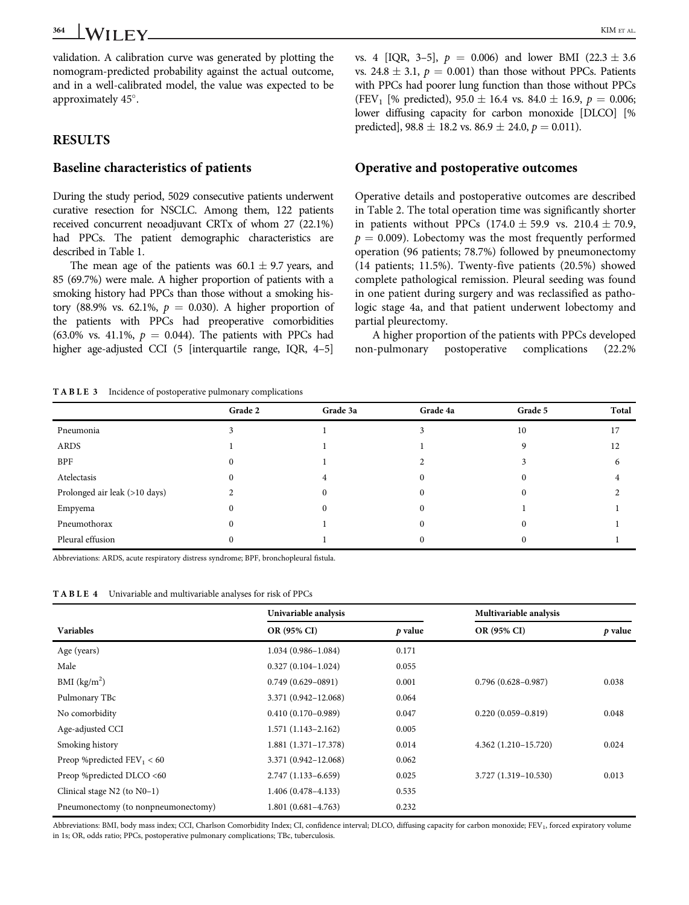validation. A calibration curve was generated by plotting the nomogram-predicted probability against the actual outcome, and in a well-calibrated model, the value was expected to be approximately 45°.

## RESULTS

### Baseline characteristics of patients

During the study period, 5029 consecutive patients underwent curative resection for NSCLC. Among them, 122 patients received concurrent neoadjuvant CRTx of whom 27 (22.1%) had PPCs. The patient demographic characteristics are described in Table 1.

The mean age of the patients was 60.1 ± 9.7 years, and 85 (69.7%) were male. A higher proportion of patients with a smoking history had PPCs than those without a smoking history (88.9% vs. 62.1%, $p = 0.030$). A higher proportion of the patients with PPCs had preoperative comorbidities (63.0% vs. 41.1%, $p = 0.044$). The patients with PPCs had higher age-adjusted CCI (5 [interquartile range, IQR, 4–5] vs. 4 [IQR, 3–5], $p = 0.006$) and lower BMI (22.3 ± 3.6 vs. 24.8 ± 3.1, $p = 0.001$) than those without PPCs. Patients with PPCs had poorer lung function than those without PPCs ($FEV_1$ [% predicted], 95.0 ± 16.4 vs. 84.0 ± 16.9, $p = 0.006$; lower diffusing capacity for carbon monoxide [DLCO] [% predicted], 98.8 ± 18.2 vs. 86.9 ± 24.0, $p = 0.011$).

### Operative and postoperative outcomes

Operative details and postoperative outcomes are described in Table 2. The total operation time was significantly shorter in patients without PPCs (174.0 ± 59.9 vs. 210.4 ± 70.9, $p = 0.009$). Lobectomy was the most frequently performed operation (96 patients; 78.7%) followed by pneumonectomy (14 patients; 11.5%). Twenty-five patients (20.5%) showed complete pathological remission. Pleural seeding was found in one patient during surgery and was reclassified as pathologic stage 4a, and that patient underwent lobectomy and partial pleurectomy.

A higher proportion of the patients with PPCs developed non-pulmonary postoperative complications (22.2%

**TABLE 3** Incidence of postoperative pulmonary complications

| | Grade 2 | Grade 3a | Grade 4a | Grade 5 | Total |
|---|---|---|---|---|---|
| Pneumonia | 3 | 1 | 3 | 10 | 17 |
| ARDS | 1 | 1 | 1 | 9 | 12 |
| BPF | 0 | 1 | 2 | 3 | 6 |
| Atelectasis | 0 | 4 | 0 | 0 | 4 |
| Prolonged air leak (>10 days) | 2 | 0 | 0 | 0 | 2 |
| Empyema | 0 | 0 | 0 | 1 | 1 |
| Pneumothorax | 0 | 1 | 0 | 0 | 1 |
| Pleural effusion | 0 | 1 | 0 | 0 | 1 |

Abbreviations: ARDS, acute respiratory distress syndrome; BPF, bronchopleural fistula.

**TABLE 4** Univariable and multivariable analyses for risk of PPCs

| | Univariable analysis | | Multivariable analysis | |
|---|---|---|---|---|
| Variables | OR (95% CI) | $p$ value | OR (95% CI) | $p$ value |
| Age (years) | 1.034 (0.986–1.084) | 0.171 | | |
| Male | 0.327 (0.104–1.024) | 0.055 | | |
| BMI ($kg/m^2$) | 0.749 (0.629–0891) | 0.001 | 0.796 (0.628–0.987) | 0.038 |
| Pulmonary TBc | 3.371 (0.942–12.068) | 0.064 | | |
| No comorbidity | 0.410 (0.170–0.989) | 0.047 | 0.220 (0.059–0.819) | 0.048 |
| Age-adjusted CCI | 1.571 (1.143–2.162) | 0.005 | | |
| Smoking history | 1.881 (1.371–17.378) | 0.014 | 4.362 (1.210–15.720) | 0.024 |
| Preop %predicted $FEV_1$ < 60 | 3.371 (0.942–12.068) | 0.062 | | |
| Preop %predicted DLCO <60 | 2.747 (1.133–6.659) | 0.025 | 3.727 (1.319–10.530) | 0.013 |
| Clinical stage N2 (to N0–1) | 1.406 (0.478–4.133) | 0.535 | | |
| Pneumonectomy (to nonpneumonectomy) | 1.801 (0.681–4.763) | 0.232 | | |

Abbreviations: BMI, body mass index; CCI, Charlson Comorbidity Index; CI, confidence interval; DLCO, diffusing capacity for carbon monoxide; $FEV_1$, forced expiratory volume in 1s; OR, odds ratio; PPCs, postoperative pulmonary complications; TBc, tuberculosis.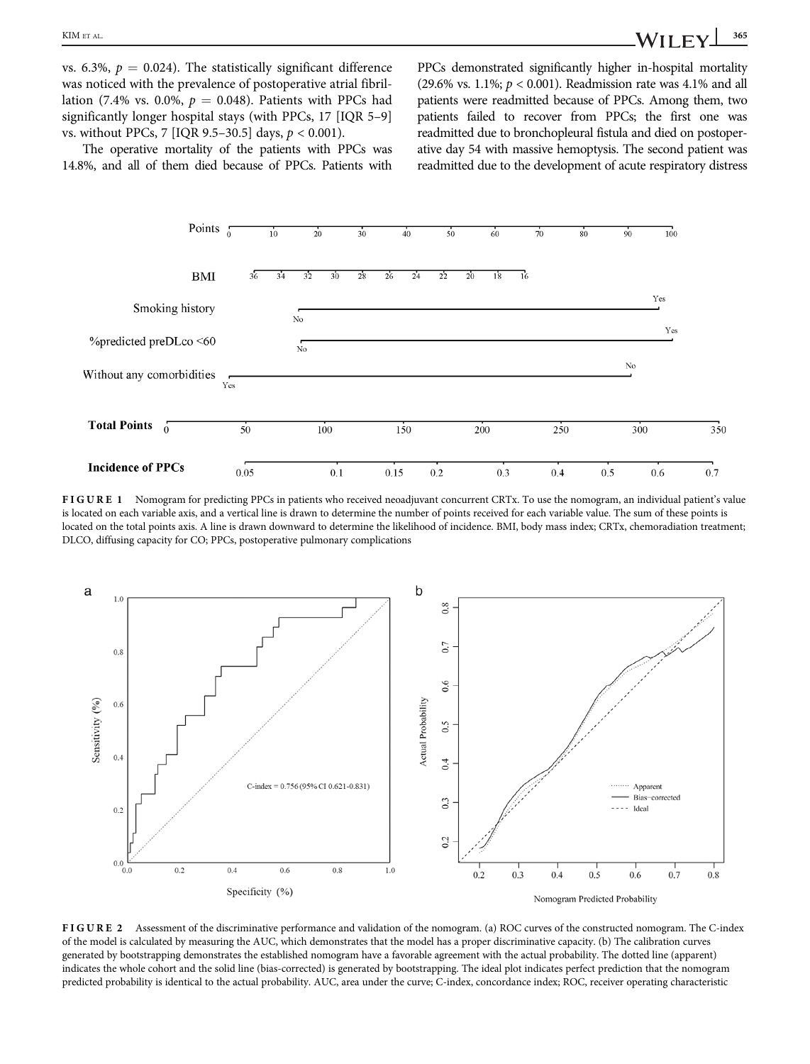vs. 6.3%, $p = 0.024$). The statistically significant difference was noticed with the prevalence of postoperative atrial fibrillation (7.4% vs. 0.0%, $p = 0.048$). Patients with PPCs had significantly longer hospital stays (with PPCs, 17 [IQR 5–9] vs. without PPCs, 7 [IQR 9.5–30.5] days, $p < 0.001$).

The operative mortality of the patients with PPCs was 14.8%, and all of them died because of PPCs. Patients with PPCs demonstrated significantly higher in-hospital mortality (29.6% vs. 1.1%; $p < 0.001$). Readmission rate was 4.1% and all patients were readmitted because of PPCs. Among them, two patients failed to recover from PPCs; the first one was readmitted due to bronchopleural fistula and died on postoperative day 54 with massive hemoptysis. The second patient was readmitted due to the development of acute respiratory distress

**FIGURE 1** Nomogram for predicting PPCs in patients who received neoadjuvant concurrent CRTx. To use the nomogram, an individual patient's value is located on each variable axis, and a vertical line is drawn to determine the number of points received for each variable value. The sum of these points is located on the total points axis. A line is drawn downward to determine the likelihood of incidence. BMI, body mass index; CRTx, chemoradiation treatment; DLCO, diffusing capacity for CO; PPCs, postoperative pulmonary complications

**FIGURE 2** Assessment of the discriminative performance and validation of the nomogram. (a) ROC curves of the constructed nomogram. The C-index of the model is calculated by measuring the AUC, which demonstrates that the model has a proper discriminative capacity. (b) The calibration curves generated by bootstrapping demonstrates the established nomogram have a favorable agreement with the actual probability. The dotted line (apparent) indicates the whole cohort and the solid line (bias-corrected) is generated by bootstrapping. The ideal plot indicates perfect prediction that the nomogram predicted probability is identical to the actual probability. AUC, area under the curve; C-index, concordance index; ROC, receiver operating characteristic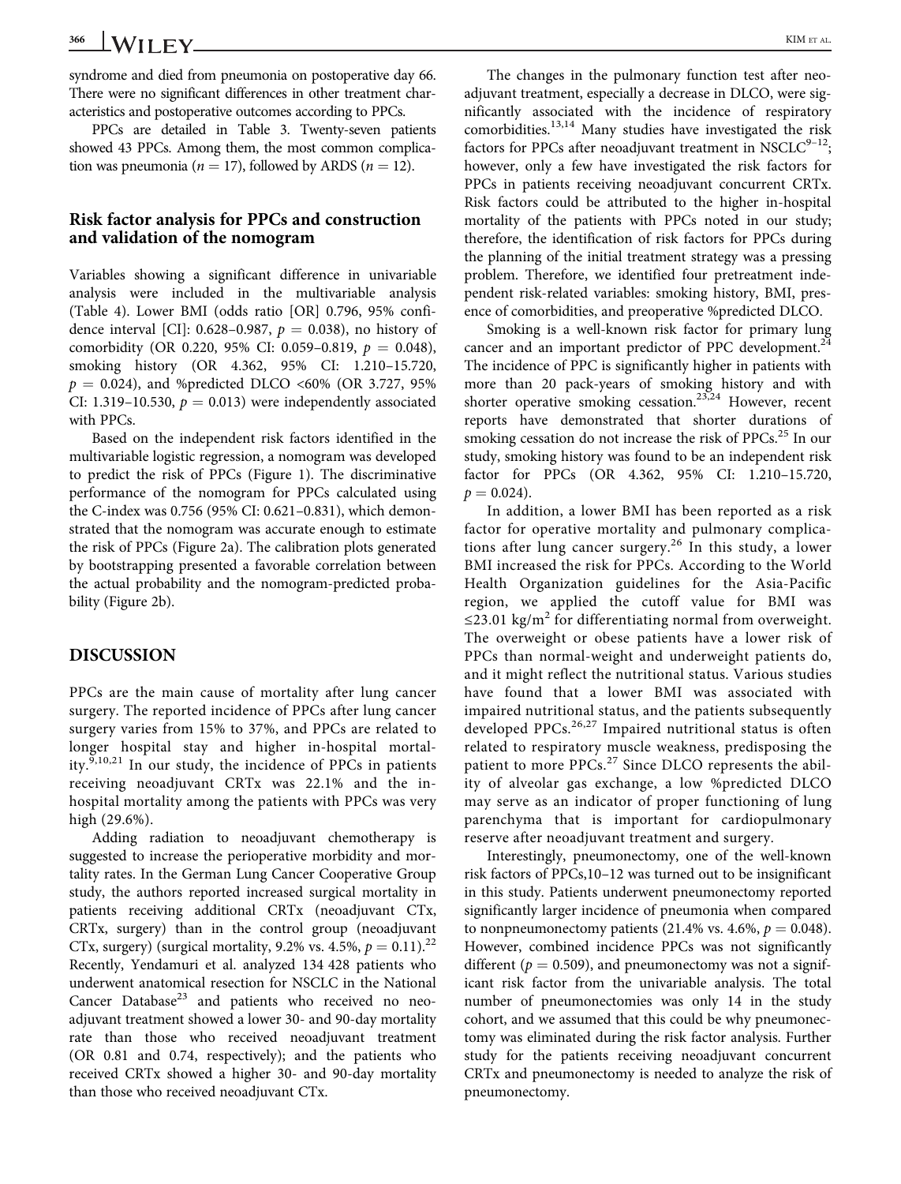syndrome and died from pneumonia on postoperative day 66. There were no significant differences in other treatment characteristics and postoperative outcomes according to PPCs.

PPCs are detailed in Table 3. Twenty-seven patients showed 43 PPCs. Among them, the most common complication was pneumonia ($n = 17$), followed by ARDS ($n = 12$).

## Risk factor analysis for PPCs and construction and validation of the nomogram

Variables showing a significant difference in univariable analysis were included in the multivariable analysis (Table 4). Lower BMI (odds ratio [OR] 0.796, 95% confidence interval [CI]: 0.628–0.987, $p = 0.038$), no history of comorbidity (OR 0.220, 95% CI: 0.059–0.819, $p = 0.048$), smoking history (OR 4.362, 95% CI: 1.210–15.720, $p = 0.024$), and %predicted DLCO <60% (OR 3.727, 95% CI: 1.319–10.530, $p = 0.013$) were independently associated with PPCs.

Based on the independent risk factors identified in the multivariable logistic regression, a nomogram was developed to predict the risk of PPCs (Figure 1). The discriminative performance of the nomogram for PPCs calculated using the C-index was 0.756 (95% CI: 0.621–0.831), which demonstrated that the nomogram was accurate enough to estimate the risk of PPCs (Figure 2a). The calibration plots generated by bootstrapping presented a favorable correlation between the actual probability and the nomogram-predicted probability (Figure 2b).

## DISCUSSION

PPCs are the main cause of mortality after lung cancer surgery. The reported incidence of PPCs after lung cancer surgery varies from 15% to 37%, and PPCs are related to longer hospital stay and higher in-hospital mortality.[9,10,21] In our study, the incidence of PPCs in patients receiving neoadjuvant CRTx was 22.1% and the in-hospital mortality among the patients with PPCs was very high (29.6%).

Adding radiation to neoadjuvant chemotherapy is suggested to increase the perioperative morbidity and mortality rates. In the German Lung Cancer Cooperative Group study, the authors reported increased surgical mortality in patients receiving additional CRTx (neoadjuvant CTx, CRTx, surgery) than in the control group (neoadjuvant CTx, surgery) (surgical mortality, 9.2% vs. 4.5%, $p = 0.11$).[22] Recently, Yendamuri et al. analyzed 134 428 patients who underwent anatomical resection for NSCLC in the National Cancer Database[23] and patients who received no neoadjuvant treatment showed a lower 30- and 90-day mortality rate than those who received neoadjuvant treatment (OR 0.81 and 0.74, respectively); and the patients who received CRTx showed a higher 30- and 90-day mortality than those who received neoadjuvant CTx.

The changes in the pulmonary function test after neoadjuvant treatment, especially a decrease in DLCO, were significantly associated with the incidence of respiratory comorbidities.[13,14] Many studies have investigated the risk factors for PPCs after neoadjuvant treatment in NSCLC[9–12]; however, only a few have investigated the risk factors for PPCs in patients receiving neoadjuvant concurrent CRTx. Risk factors could be attributed to the higher in-hospital mortality of the patients with PPCs noted in our study; therefore, the identification of risk factors for PPCs during the planning of the initial treatment strategy was a pressing problem. Therefore, we identified four pretreatment independent risk-related variables: smoking history, BMI, presence of comorbidities, and preoperative %predicted DLCO.

Smoking is a well-known risk factor for primary lung cancer and an important predictor of PPC development.[24] The incidence of PPC is significantly higher in patients with more than 20 pack-years of smoking history and with shorter operative smoking cessation.[23,24] However, recent reports have demonstrated that shorter durations of smoking cessation do not increase the risk of PPCs.[25] In our study, smoking history was found to be an independent risk factor for PPCs (OR 4.362, 95% CI: 1.210–15.720, $p = 0.024$).

In addition, a lower BMI has been reported as a risk factor for operative mortality and pulmonary complications after lung cancer surgery.[26] In this study, a lower BMI increased the risk for PPCs. According to the World Health Organization guidelines for the Asia-Pacific region, we applied the cutoff value for BMI was ≤23.01 kg/m$^2$ for differentiating normal from overweight. The overweight or obese patients have a lower risk of PPCs than normal-weight and underweight patients do, and it might reflect the nutritional status. Various studies have found that a lower BMI was associated with impaired nutritional status, and the patients subsequently developed PPCs.[26,27] Impaired nutritional status is often related to respiratory muscle weakness, predisposing the patient to more PPCs.[27] Since DLCO represents the ability of alveolar gas exchange, a low %predicted DLCO may serve as an indicator of proper functioning of lung parenchyma that is important for cardiopulmonary reserve after neoadjuvant treatment and surgery.

Interestingly, pneumonectomy, one of the well-known risk factors of PPCs,10–12 was turned out to be insignificant in this study. Patients underwent pneumonectomy reported significantly larger incidence of pneumonia when compared to nonpneumonectomy patients (21.4% vs. 4.6%, $p = 0.048$). However, combined incidence PPCs was not significantly different ($p = 0.509$), and pneumonectomy was not a significant risk factor from the univariable analysis. The total number of pneumonectomies was only 14 in the study cohort, and we assumed that this could be why pneumonectomy was eliminated during the risk factor analysis. Further study for the patients receiving neoadjuvant concurrent CRTx and pneumonectomy is needed to analyze the risk of pneumonectomy.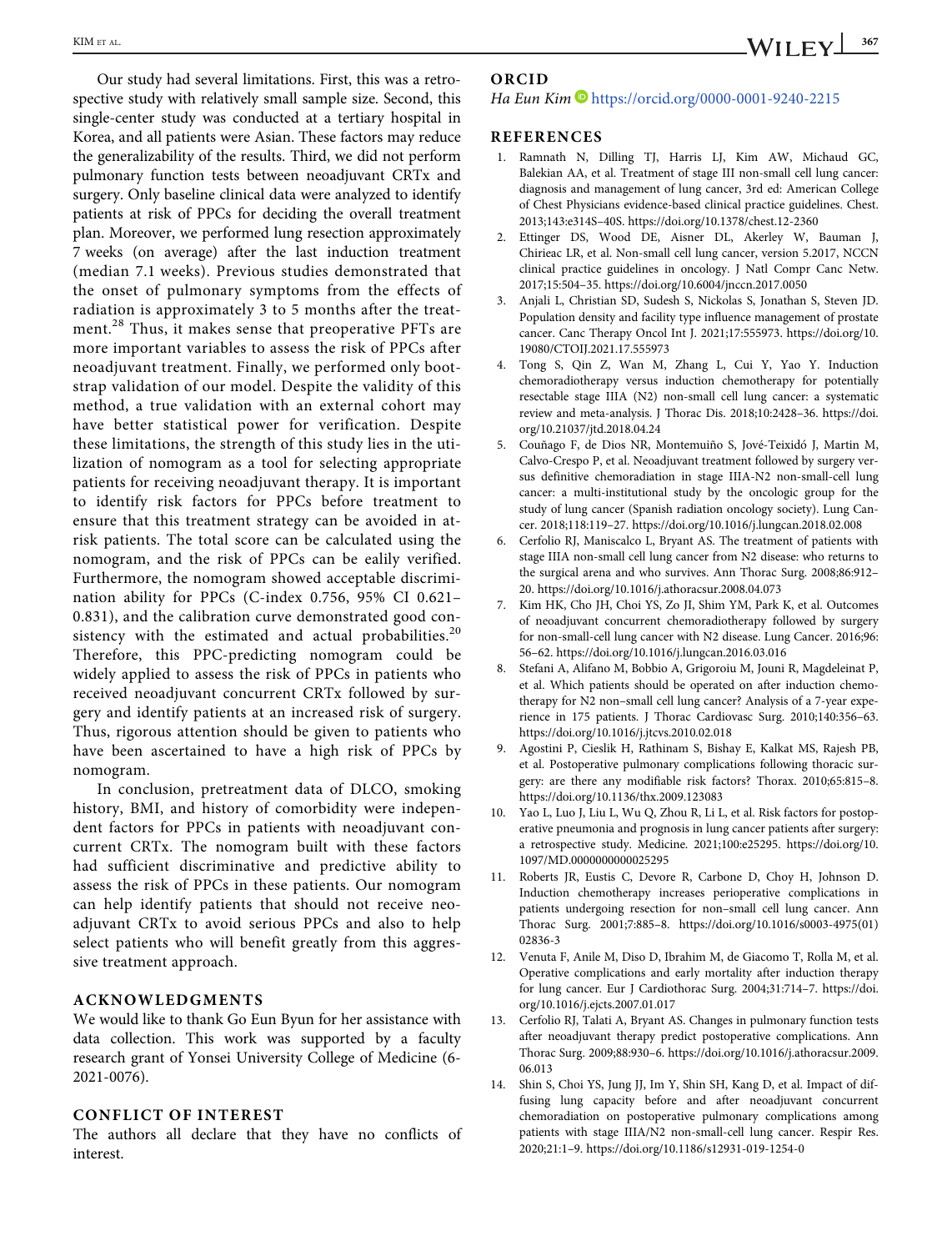Our study had several limitations. First, this was a retrospective study with relatively small sample size. Second, this single-center study was conducted at a tertiary hospital in Korea, and all patients were Asian. These factors may reduce the generalizability of the results. Third, we did not perform pulmonary function tests between neoadjuvant CRTx and surgery. Only baseline clinical data were analyzed to identify patients at risk of PPCs for deciding the overall treatment plan. Moreover, we performed lung resection approximately 7 weeks (on average) after the last induction treatment (median 7.1 weeks). Previous studies demonstrated that the onset of pulmonary symptoms from the effects of radiation is approximately 3 to 5 months after the treatment.[28] Thus, it makes sense that preoperative PFTs are more important variables to assess the risk of PPCs after neoadjuvant treatment. Finally, we performed only bootstrap validation of our model. Despite the validity of this method, a true validation with an external cohort may have better statistical power for verification. Despite these limitations, the strength of this study lies in the utilization of nomogram as a tool for selecting appropriate patients for receiving neoadjuvant therapy. It is important to identify risk factors for PPCs before treatment to ensure that this treatment strategy can be avoided in at-risk patients. The total score can be calculated using the nomogram, and the risk of PPCs can be eaily verified. Furthermore, the nomogram showed acceptable discrimination ability for PPCs (C-index 0.756, 95% CI 0.621–0.831), and the calibration curve demonstrated good consistency with the estimated and actual probabilities.[20] Therefore, this PPC-predicting nomogram could be widely applied to assess the risk of PPCs in patients who received neoadjuvant concurrent CRTx followed by surgery and identify patients at an increased risk of surgery. Thus, rigorous attention should be given to patients who have been ascertained to have a high risk of PPCs by nomogram.

In conclusion, pretreatment data of DLCO, smoking history, BMI, and history of comorbidity were independent factors for PPCs in patients with neoadjuvant concurrent CRTx. The nomogram built with these factors had sufficient discriminative and predictive ability to assess the risk of PPCs in these patients. Our nomogram can help identify patients that should not receive neoadjuvant CRTx to avoid serious PPCs and also to help select patients who will benefit greatly from this aggressive treatment approach.

## ACKNOWLEDGMENTS

We would like to thank Go Eun Byun for her assistance with data collection. This work was supported by a faculty research grant of Yonsei University College of Medicine (6-2021-0076).

## CONFLICT OF INTEREST

The authors all declare that they have no conflicts of interest.

## ORCID

*Ha Eun Kim* https://orcid.org/0000-0001-9240-2215

## REFERENCES

1. Ramnath N, Dilling TJ, Harris LJ, Kim AW, Michaud GC, Balekian AA, et al. Treatment of stage III non-small cell lung cancer: diagnosis and management of lung cancer, 3rd ed: American College of Chest Physicians evidence-based clinical practice guidelines. Chest. 2013;143:e314S–40S. https://doi.org/10.1378/chest.12-2360
2. Ettinger DS, Wood DE, Aisner DL, Akerley W, Bauman J, Chirieac LR, et al. Non-small cell lung cancer, version 5.2017, NCCN clinical practice guidelines in oncology. J Natl Compr Canc Netw. 2017;15:504–35. https://doi.org/10.6004/jnccn.2017.0050
3. Anjali L, Christian SD, Sudesh S, Nickolas S, Jonathan S, Steven JD. Population density and facility type influence management of prostate cancer. Canc Therapy Oncol Int J. 2021;17:555973. https://doi.org/10.19080/CTOIJ.2021.17.555973
4. Tong S, Qin Z, Wan M, Zhang L, Cui Y, Yao Y. Induction chemoradiotherapy versus induction chemotherapy for potentially resectable stage IIIA (N2) non-small cell lung cancer: a systematic review and meta-analysis. J Thorac Dis. 2018;10:2428–36. https://doi.org/10.21037/jtd.2018.04.24
5. Couñago F, de Dios NR, Montemuiño S, Jové-Teixidó J, Martin M, Calvo-Crespo P, et al. Neoadjuvant treatment followed by surgery versus definitive chemoradiation in stage IIIA-N2 non-small-cell lung cancer: a multi-institutional study by the oncologic group for the study of lung cancer (Spanish radiation oncology society). Lung Cancer. 2018;118:119–27. https://doi.org/10.1016/j.lungcan.2018.02.008
6. Cerfolio RJ, Maniscalco L, Bryant AS. The treatment of patients with stage IIIA non-small cell lung cancer from N2 disease: who returns to the surgical arena and who survives. Ann Thorac Surg. 2008;86:912–20. https://doi.org/10.1016/j.athoracsur.2008.04.073
7. Kim HK, Cho JH, Choi YS, Zo JI, Shim YM, Park K, et al. Outcomes of neoadjuvant concurrent chemoradiotherapy followed by surgery for non-small-cell lung cancer with N2 disease. Lung Cancer. 2016;96:56–62. https://doi.org/10.1016/j.lungcan.2016.03.016
8. Stefani A, Alifano M, Bobbio A, Grigoroiu M, Jouni R, Magdeleinat P, et al. Which patients should be operated on after induction chemotherapy for N2 non–small cell lung cancer? Analysis of a 7-year experience in 175 patients. J Thorac Cardiovasc Surg. 2010;140:356–63. https://doi.org/10.1016/j.jtcvs.2010.02.018
9. Agostini P, Cieslik H, Rathinam S, Bishay E, Kalkat MS, Rajesh PB, et al. Postoperative pulmonary complications following thoracic surgery: are there any modifiable risk factors? Thorax. 2010;65:815–8. https://doi.org/10.1136/thx.2009.123083
10. Yao L, Luo J, Liu L, Wu Q, Zhou R, Li L, et al. Risk factors for postoperative pneumonia and prognosis in lung cancer patients after surgery: a retrospective study. Medicine. 2021;100:e25295. https://doi.org/10.1097/MD.0000000000025295
11. Roberts JR, Eustis C, Devore R, Carbone D, Choy H, Johnson D. Induction chemotherapy increases perioperative complications in patients undergoing resection for non–small cell lung cancer. Ann Thorac Surg. 2001;7:885–8. https://doi.org/10.1016/s0003-4975(01)02836-3
12. Venuta F, Anile M, Diso D, Ibrahim M, de Giacomo T, Rolla M, et al. Operative complications and early mortality after induction therapy for lung cancer. Eur J Cardiothorac Surg. 2004;31:714–7. https://doi.org/10.1016/j.ejcts.2007.01.017
13. Cerfolio RJ, Talati A, Bryant AS. Changes in pulmonary function tests after neoadjuvant therapy predict postoperative complications. Ann Thorac Surg. 2009;88:930–6. https://doi.org/10.1016/j.athoracsur.2009.06.013
14. Shin S, Choi YS, Jung JJ, Im Y, Shin SH, Kang D, et al. Impact of diffusing lung capacity before and after neoadjuvant concurrent chemoradiation on postoperative pulmonary complications among patients with stage IIIA/N2 non-small-cell lung cancer. Respir Res. 2020;21:1–9. https://doi.org/10.1186/s12931-019-1254-0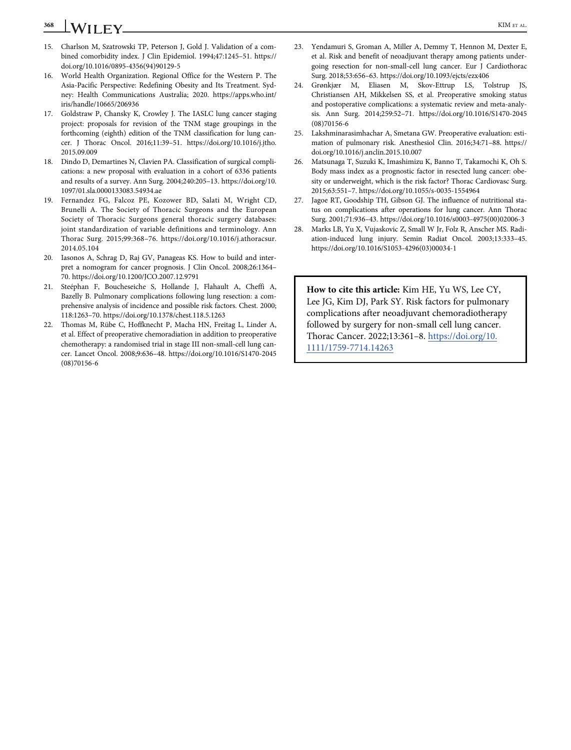15. Charlson M, Szatrowski TP, Peterson J, Gold J. Validation of a combined comorbidity index. J Clin Epidemiol. 1994;47:1245–51. https://doi.org/10.1016/0895-4356(94)90129-5
16. World Health Organization. Regional Office for the Western P. The Asia-Pacific Perspective: Redefining Obesity and Its Treatment. Sydney: Health Communications Australia; 2020. https://apps.who.int/iris/handle/10665/206936
17. Goldstraw P, Chansky K, Crowley J. The IASLC lung cancer staging project: proposals for revision of the TNM stage groupings in the forthcoming (eighth) edition of the TNM classification for lung cancer. J Thorac Oncol. 2016;11:39–51. https://doi.org/10.1016/j.jtho.2015.09.009
18. Dindo D, Demartines N, Clavien PA. Classification of surgical complications: a new proposal with evaluation in a cohort of 6336 patients and results of a survey. Ann Surg. 2004;240:205–13. https://doi.org/10.1097/01.sla.0000133083.54934.ae
19. Fernandez FG, Falcoz PE, Kozower BD, Salati M, Wright CD, Brunelli A. The Society of Thoracic Surgeons and the European Society of Thoracic Surgeons general thoracic surgery databases: joint standardization of variable definitions and terminology. Ann Thorac Surg. 2015;99:368–76. https://doi.org/10.1016/j.athoracsur.2014.05.104
20. Iasonos A, Schrag D, Raj GV, Panageas KS. How to build and interpret a nomogram for cancer prognosis. J Clin Oncol. 2008;26:1364–70. https://doi.org/10.1200/JCO.2007.12.9791
21. Steéphan F, Boucheseiche S, Hollande J, Flahault A, Cheffi A, Bazelly B. Pulmonary complications following lung resection: a comprehensive analysis of incidence and possible risk factors. Chest. 2000;118:1263–70. https://doi.org/10.1378/chest.118.5.1263
22. Thomas M, Rübe C, Hoffknecht P, Macha HN, Freitag L, Linder A, et al. Effect of preoperative chemoradiation in addition to preoperative chemotherapy: a randomised trial in stage III non-small-cell lung cancer. Lancet Oncol. 2008;9:636–48. https://doi.org/10.1016/S1470-2045(08)70156-6
23. Yendamuri S, Groman A, Miller A, Demmy T, Hennon M, Dexter E, et al. Risk and benefit of neoadjuvant therapy among patients undergoing resection for non-small-cell lung cancer. Eur J Cardiothorac Surg. 2018;53:656–63. https://doi.org/10.1093/ejcts/ezx406
24. Grønkjær M, Eliasen M, Skov-Ettrup LS, Tolstrup JS, Christiansen AH, Mikkelsen SS, et al. Preoperative smoking status and postoperative complications: a systematic review and meta-analysis. Ann Surg. 2014;259:52–71. https://doi.org/10.1016/S1470-2045(08)70156-6
25. Lakshminarasimhachar A, Smetana GW. Preoperative evaluation: estimation of pulmonary risk. Anesthesiol Clin. 2016;34:71–88. https://doi.org/10.1016/j.anclin.2015.10.007
26. Matsunaga T, Suzuki K, Imashimizu K, Banno T, Takamochi K, Oh S. Body mass index as a prognostic factor in resected lung cancer: obesity or underweight, which is the risk factor? Thorac Cardiovasc Surg. 2015;63:551–7. https://doi.org/10.1055/s-0035-1554964
27. Jagoe RT, Goodship TH, Gibson GJ. The influence of nutritional status on complications after operations for lung cancer. Ann Thorac Surg. 2001;71:936–43. https://doi.org/10.1016/s0003-4975(00)02006-3
28. Marks LB, Yu X, Vujaskovic Z, Small W Jr, Folz R, Anscher MS. Radiation-induced lung injury. Semin Radiat Oncol. 2003;13:333–45. https://doi.org/10.1016/S1053-4296(03)00034-1

**How to cite this article:** Kim HE, Yu WS, Lee CY, Lee JG, Kim DJ, Park SY. Risk factors for pulmonary complications after neoadjuvant chemoradiotherapy followed by surgery for non-small cell lung cancer. Thorac Cancer. 2022;13:361–8. https://doi.org/10.1111/1759-7714.14263